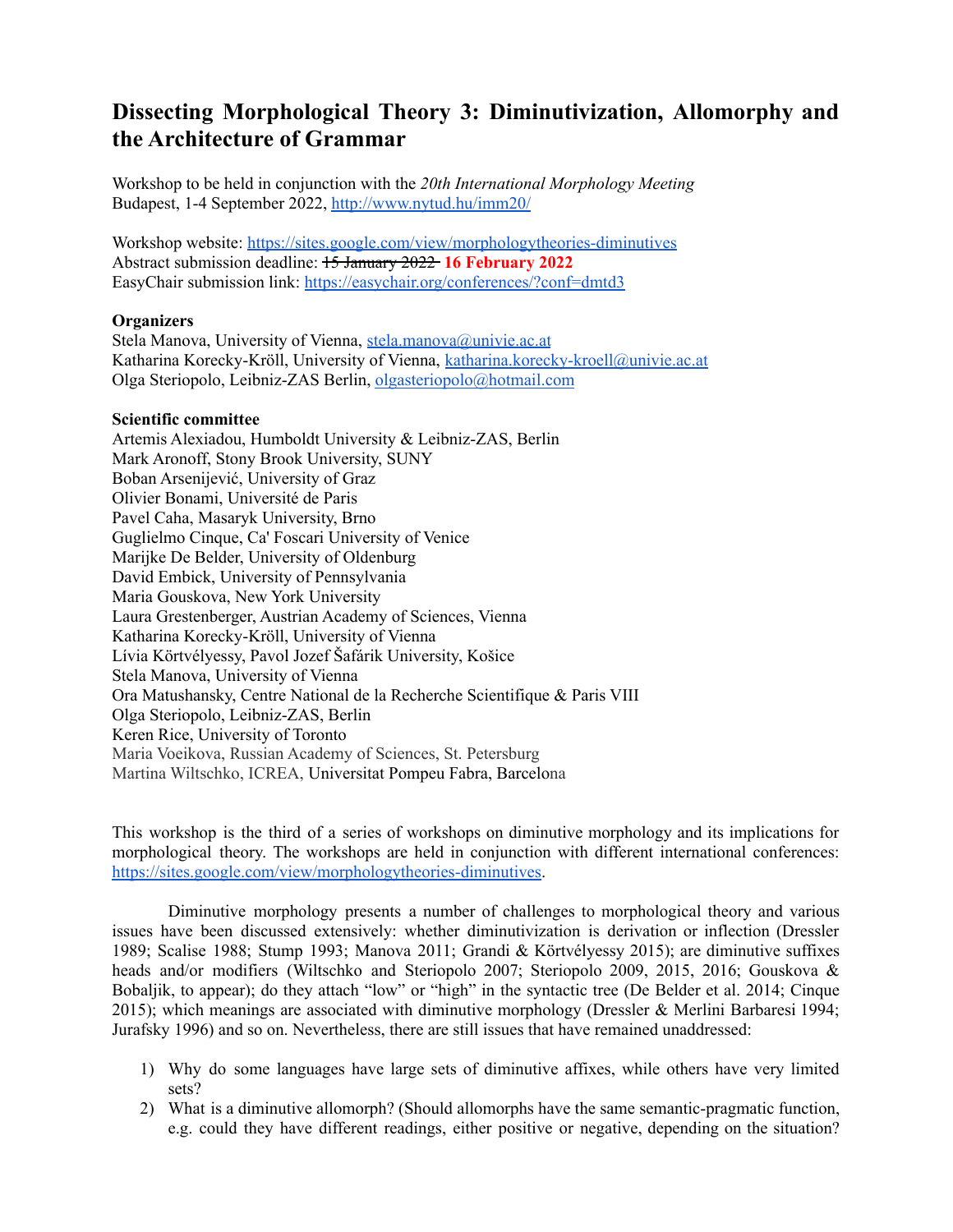# Dissecting Morphological Theory 3: Diminutivization, Allomorphy and the Architecture of Grammar

Workshop to be held in conjunction with the *20th International Morphology Meeting*
Budapest, 1-4 September 2022, http://www.nytud.hu/imm20/

Workshop website: https://sites.google.com/view/morphologytheories-diminutives
Abstract submission deadline: ~~15 January 2022~~ **16 February 2022**
EasyChair submission link: https://easychair.org/conferences/?conf=dmtd3

**Organizers**
Stela Manova, University of Vienna, stela.manova@univie.ac.at
Katharina Korecky-Kröll, University of Vienna, katharina.korecky-kroell@univie.ac.at
Olga Steriopolo, Leibniz-ZAS Berlin, olgasteriopolo@hotmail.com

**Scientific committee**
Artemis Alexiadou, Humboldt University & Leibniz-ZAS, Berlin
Mark Aronoff, Stony Brook University, SUNY
Boban Arsenijević, University of Graz
Olivier Bonami, Université de Paris
Pavel Caha, Masaryk University, Brno
Guglielmo Cinque, Ca' Foscari University of Venice
Marijke De Belder, University of Oldenburg
David Embick, University of Pennsylvania
Maria Gouskova, New York University
Laura Grestenberger, Austrian Academy of Sciences, Vienna
Katharina Korecky-Kröll, University of Vienna
Lívia Körtvélyessy, Pavol Jozef Šafárik University, Košice
Stela Manova, University of Vienna
Ora Matushansky, Centre National de la Recherche Scientifique & Paris VIII
Olga Steriopolo, Leibniz-ZAS, Berlin
Keren Rice, University of Toronto
Maria Voeikova, Russian Academy of Sciences, St. Petersburg
Martina Wiltschko, ICREA, Universitat Pompeu Fabra, Barcelona

This workshop is the third of a series of workshops on diminutive morphology and its implications for morphological theory. The workshops are held in conjunction with different international conferences: https://sites.google.com/view/morphologytheories-diminutives.

Diminutive morphology presents a number of challenges to morphological theory and various issues have been discussed extensively: whether diminutivization is derivation or inflection (Dressler 1989; Scalise 1988; Stump 1993; Manova 2011; Grandi & Körtvélyessy 2015); are diminutive suffixes heads and/or modifiers (Wiltschko and Steriopolo 2007; Steriopolo 2009, 2015, 2016; Gouskova & Bobaljik, to appear); do they attach "low" or "high" in the syntactic tree (De Belder et al. 2014; Cinque 2015); which meanings are associated with diminutive morphology (Dressler & Merlini Barbaresi 1994; Jurafsky 1996) and so on. Nevertheless, there are still issues that have remained unaddressed:

1) Why do some languages have large sets of diminutive affixes, while others have very limited sets?
2) What is a diminutive allomorph? (Should allomorphs have the same semantic-pragmatic function, e.g. could they have different readings, either positive or negative, depending on the situation?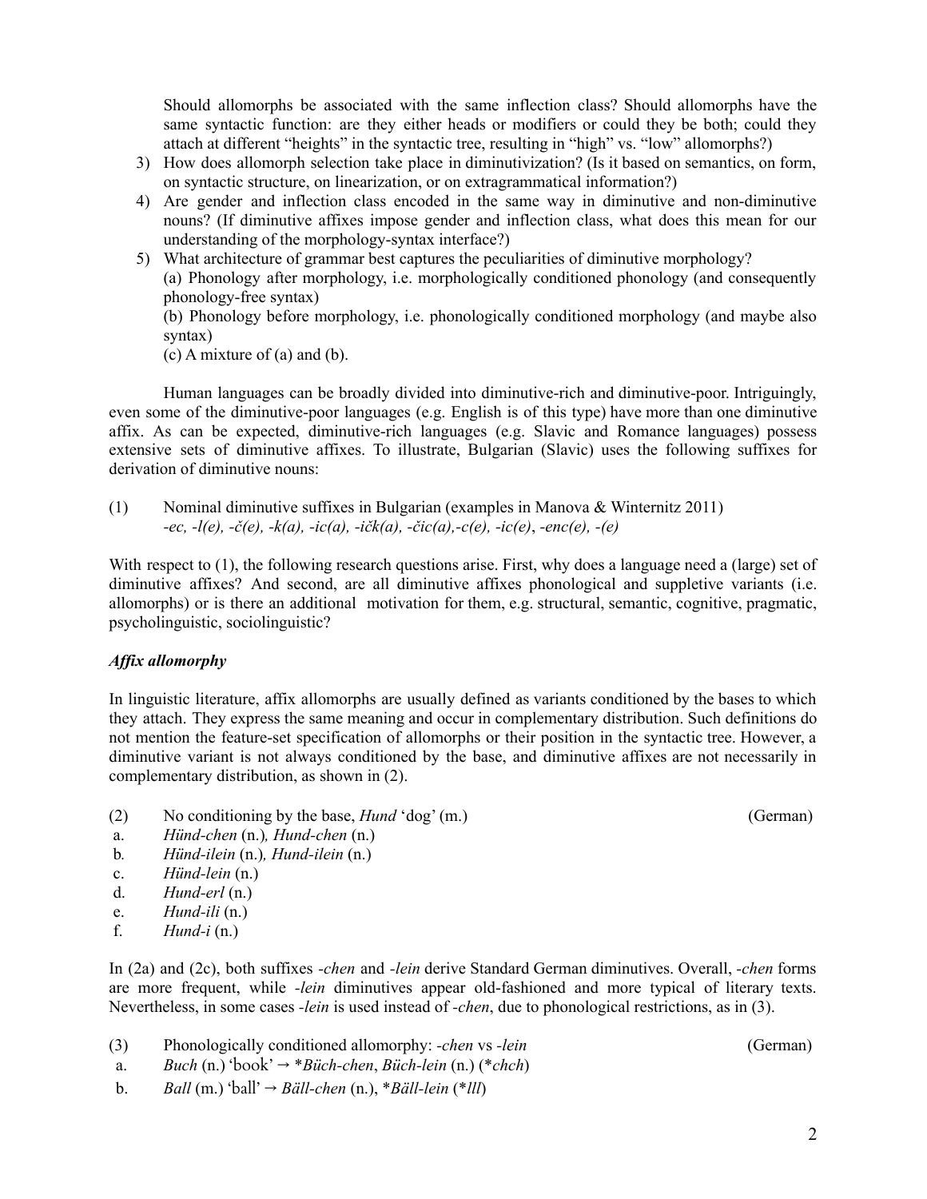Should allomorphs be associated with the same inflection class? Should allomorphs have the same syntactic function: are they either heads or modifiers or could they be both; could they attach at different "heights" in the syntactic tree, resulting in "high" vs. "low" allomorphs?)

3) How does allomorph selection take place in diminutivization? (Is it based on semantics, on form, on syntactic structure, on linearization, or on extragrammatical information?)
4) Are gender and inflection class encoded in the same way in diminutive and non-diminutive nouns? (If diminutive affixes impose gender and inflection class, what does this mean for our understanding of the morphology-syntax interface?)
5) What architecture of grammar best captures the peculiarities of diminutive morphology?
   (a) Phonology after morphology, i.e. morphologically conditioned phonology (and consequently phonology-free syntax)
   (b) Phonology before morphology, i.e. phonologically conditioned morphology (and maybe also syntax)
   (c) A mixture of (a) and (b).

Human languages can be broadly divided into diminutive-rich and diminutive-poor. Intriguingly, even some of the diminutive-poor languages (e.g. English is of this type) have more than one diminutive affix. As can be expected, diminutive-rich languages (e.g. Slavic and Romance languages) possess extensive sets of diminutive affixes. To illustrate, Bulgarian (Slavic) uses the following suffixes for derivation of diminutive nouns:

(1) Nominal diminutive suffixes in Bulgarian (examples in Manova & Winternitz 2011)
*-ec, -l(e), -č(e), -k(a), -ic(a), -ičk(a), -čic(a),-c(e), -ic(e)*, *-enc(e), -(e)*

With respect to (1), the following research questions arise. First, why does a language need a (large) set of diminutive affixes? And second, are all diminutive affixes phonological and suppletive variants (i.e. allomorphs) or is there an additional motivation for them, e.g. structural, semantic, cognitive, pragmatic, psycholinguistic, sociolinguistic?

### *Affix allomorphy*

In linguistic literature, affix allomorphs are usually defined as variants conditioned by the bases to which they attach. They express the same meaning and occur in complementary distribution. Such definitions do not mention the feature-set specification of allomorphs or their position in the syntactic tree. However, a diminutive variant is not always conditioned by the base, and diminutive affixes are not necessarily in complementary distribution, as shown in (2).

(2) No conditioning by the base, *Hund* 'dog' (m.) (German)
a. *Hünd-chen* (n.)*, Hund-chen* (n.)
b. *Hünd-ilein* (n.)*, Hund-ilein* (n.)
c. *Hünd-lein* (n.)
d. *Hund-erl* (n.)
e. *Hund-ili* (n.)
f. *Hund-i* (n.)

In (2a) and (2c), both suffixes *-chen* and *-lein* derive Standard German diminutives. Overall, *-chen* forms are more frequent, while *-lein* diminutives appear old-fashioned and more typical of literary texts. Nevertheless, in some cases *-lein* is used instead of *-chen*, due to phonological restrictions, as in (3).

(3) Phonologically conditioned allomorphy: *-chen* vs *-lein* (German)
a. *Buch* (n.) 'book' → \**Büch-chen*, *Büch-lein* (n.) (\**chch*)
b. *Ball* (m.) 'ball' → *Bäll-chen* (n.), \**Bäll-lein* (\**lll*)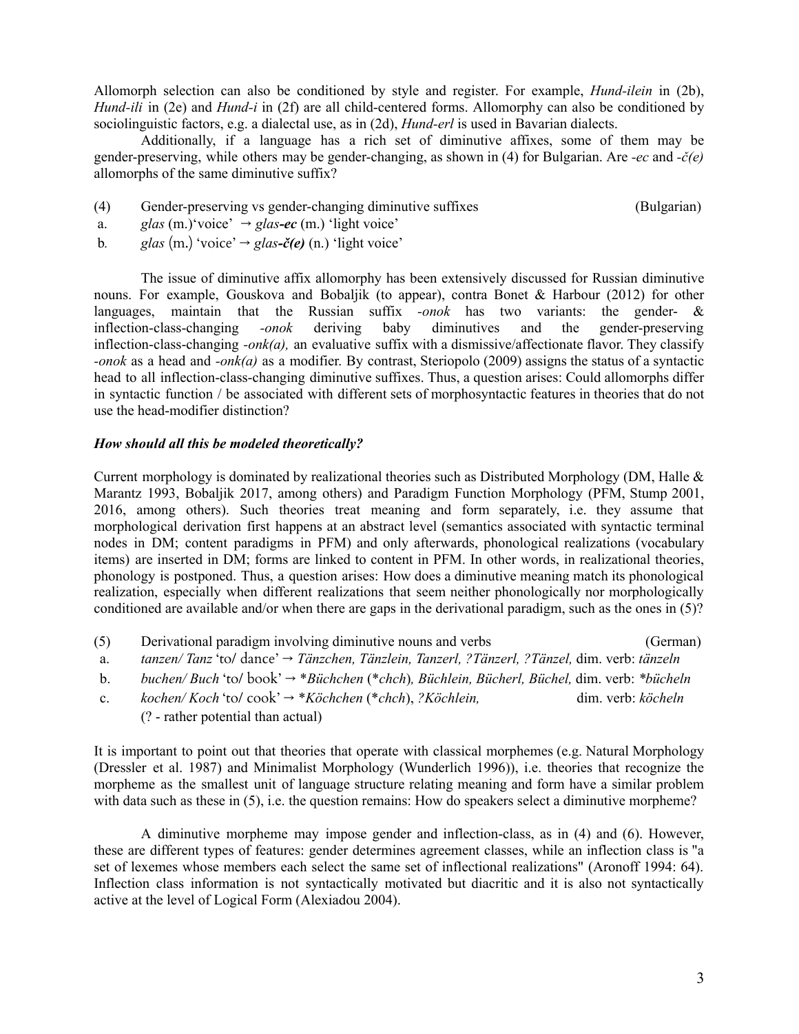Allomorph selection can also be conditioned by style and register. For example, *Hund-ilein* in (2b), *Hund-ili* in (2e) and *Hund-i* in (2f) are all child-centered forms. Allomorphy can also be conditioned by sociolinguistic factors, e.g. a dialectal use, as in (2d), *Hund-erl* is used in Bavarian dialects.

Additionally, if a language has a rich set of diminutive affixes, some of them may be gender-preserving, while others may be gender-changing, as shown in (4) for Bulgarian. Are *-ec* and *-č(e)* allomorphs of the same diminutive suffix?

(4) Gender-preserving vs gender-changing diminutive suffixes (Bulgarian)

a. *glas* (m.)'voice' → *glas-**ec*** (m.) 'light voice'

b. *glas* (m.) 'voice' → *glas-**č(e)*** (n.) 'light voice'

The issue of diminutive affix allomorphy has been extensively discussed for Russian diminutive nouns. For example, Gouskova and Bobaljik (to appear), contra Bonet & Harbour (2012) for other languages, maintain that the Russian suffix *-onok* has two variants: the gender- & inflection-class-changing *-onok* deriving baby diminutives and the gender-preserving inflection-class-changing *-onk(a),* an evaluative suffix with a dismissive/affectionate flavor. They classify *-onok* as a head and *-onk(a)* as a modifier. By contrast, Steriopolo (2009) assigns the status of a syntactic head to all inflection-class-changing diminutive suffixes. Thus, a question arises: Could allomorphs differ in syntactic function / be associated with different sets of morphosyntactic features in theories that do not use the head-modifier distinction?

***How should all this be modeled theoretically?***

Current morphology is dominated by realizational theories such as Distributed Morphology (DM, Halle & Marantz 1993, Bobaljik 2017, among others) and Paradigm Function Morphology (PFM, Stump 2001, 2016, among others). Such theories treat meaning and form separately, i.e. they assume that morphological derivation first happens at an abstract level (semantics associated with syntactic terminal nodes in DM; content paradigms in PFM) and only afterwards, phonological realizations (vocabulary items) are inserted in DM; forms are linked to content in PFM. In other words, in realizational theories, phonology is postponed. Thus, a question arises: How does a diminutive meaning match its phonological realization, especially when different realizations that seem neither phonologically nor morphologically conditioned are available and/or when there are gaps in the derivational paradigm, such as the ones in (5)?

(5) Derivational paradigm involving diminutive nouns and verbs (German)

a. *tanzen/ Tanz* 'to/ dance' → *Tänzchen, Tänzlein, Tanzerl, ?Tänzerl, ?Tänzel,* dim. verb: *tänzeln*

b. *buchen/ Buch* 'to/ book' → *\*Büchchen* (\**chch*)*, Büchlein, Bücherl, Büchel,* dim. verb: *\*bücheln*

c. *kochen/ Koch* 'to/ cook' → *\*Köchchen* (\**chch*), *?Köchlein,* dim. verb: *köcheln*

(? - rather potential than actual)

It is important to point out that theories that operate with classical morphemes (e.g. Natural Morphology (Dressler et al. 1987) and Minimalist Morphology (Wunderlich 1996)), i.e. theories that recognize the morpheme as the smallest unit of language structure relating meaning and form have a similar problem with data such as these in (5), i.e. the question remains: How do speakers select a diminutive morpheme?

A diminutive morpheme may impose gender and inflection-class, as in (4) and (6). However, these are different types of features: gender determines agreement classes, while an inflection class is "a set of lexemes whose members each select the same set of inflectional realizations" (Aronoff 1994: 64). Inflection class information is not syntactically motivated but diacritic and it is also not syntactically active at the level of Logical Form (Alexiadou 2004).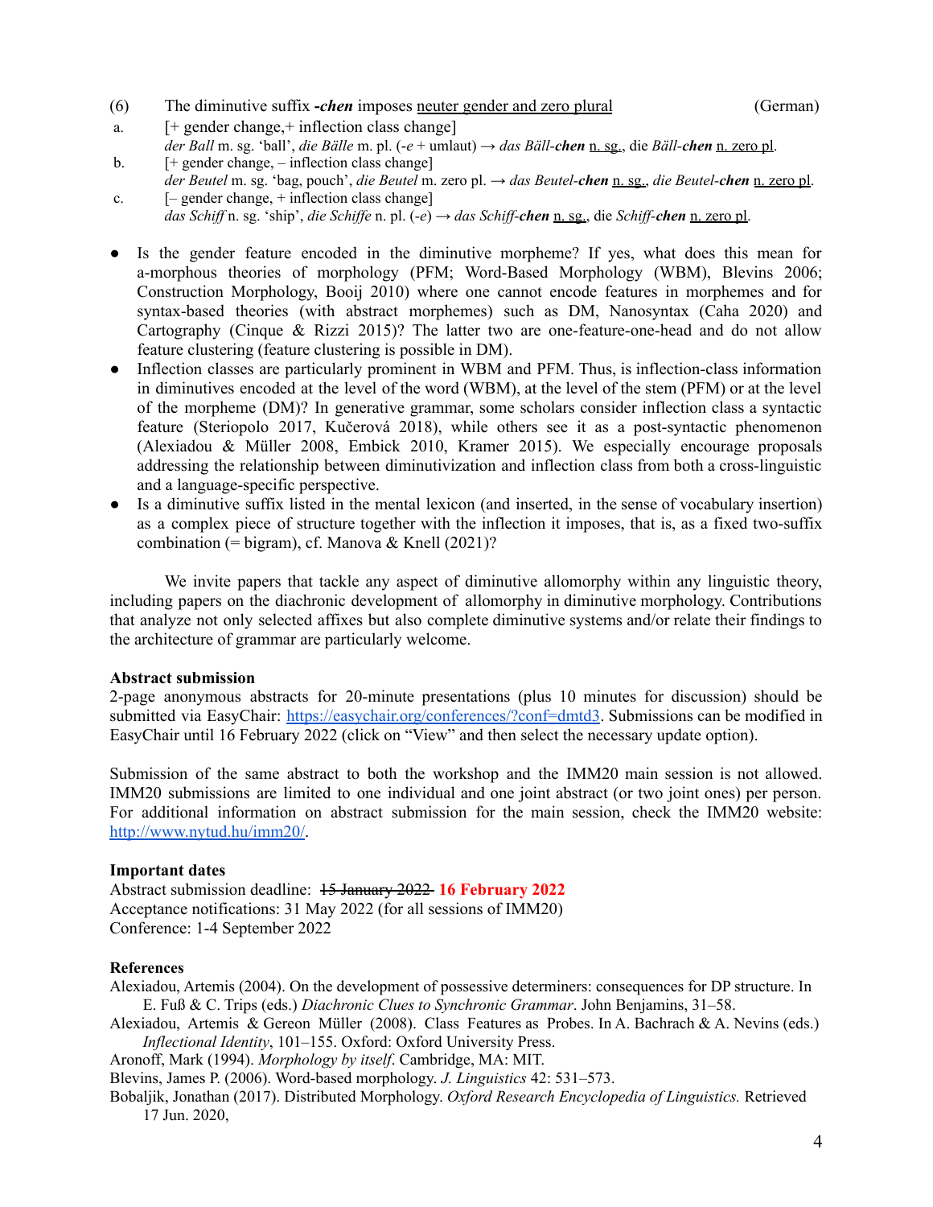(6) The diminutive suffix ***-chen*** imposes <u>neuter gender and zero plural</u> (German)

a. [+ gender change,+ inflection class change]
*der Ball* m. sg. 'ball', *die Bälle* m. pl. (*-e* + umlaut) → *das Bäll-**chen*** <u>n. sg.</u>, die *Bäll-**chen*** <u>n. zero pl</u>.

b. [+ gender change, – inflection class change]
*der Beutel* m. sg. 'bag, pouch', *die Beutel* m. zero pl. → *das Beutel-**chen*** <u>n. sg.</u>, *die Beutel-**chen*** <u>n. zero pl</u>.

c. [– gender change, + inflection class change]
*das Schiff* n. sg. 'ship', *die Schiffe* n. pl. (*-e*) → *das Schiff-**chen*** <u>n. sg.</u>, die *Schiff-**chen*** <u>n. zero pl</u>.

- Is the gender feature encoded in the diminutive morpheme? If yes, what does this mean for a-morphous theories of morphology (PFM; Word-Based Morphology (WBM), Blevins 2006; Construction Morphology, Booij 2010) where one cannot encode features in morphemes and for syntax-based theories (with abstract morphemes) such as DM, Nanosyntax (Caha 2020) and Cartography (Cinque & Rizzi 2015)? The latter two are one-feature-one-head and do not allow feature clustering (feature clustering is possible in DM).
- Inflection classes are particularly prominent in WBM and PFM. Thus, is inflection-class information in diminutives encoded at the level of the word (WBM), at the level of the stem (PFM) or at the level of the morpheme (DM)? In generative grammar, some scholars consider inflection class a syntactic feature (Steriopolo 2017, Kučerová 2018), while others see it as a post-syntactic phenomenon (Alexiadou & Müller 2008, Embick 2010, Kramer 2015). We especially encourage proposals addressing the relationship between diminutivization and inflection class from both a cross-linguistic and a language-specific perspective.
- Is a diminutive suffix listed in the mental lexicon (and inserted, in the sense of vocabulary insertion) as a complex piece of structure together with the inflection it imposes, that is, as a fixed two-suffix combination (= bigram), cf. Manova & Knell (2021)?

We invite papers that tackle any aspect of diminutive allomorphy within any linguistic theory, including papers on the diachronic development of allomorphy in diminutive morphology. Contributions that analyze not only selected affixes but also complete diminutive systems and/or relate their findings to the architecture of grammar are particularly welcome.

**Abstract submission**

2-page anonymous abstracts for 20-minute presentations (plus 10 minutes for discussion) should be submitted via EasyChair: https://easychair.org/conferences/?conf=dmtd3. Submissions can be modified in EasyChair until 16 February 2022 (click on "View" and then select the necessary update option).

Submission of the same abstract to both the workshop and the IMM20 main session is not allowed. IMM20 submissions are limited to one individual and one joint abstract (or two joint ones) per person. For additional information on abstract submission for the main session, check the IMM20 website: http://www.nytud.hu/imm20/.

**Important dates**

Abstract submission deadline: ~~15 January 2022~~ **16 February 2022**
Acceptance notifications: 31 May 2022 (for all sessions of IMM20)
Conference: 1-4 September 2022

**References**

Alexiadou, Artemis (2004). On the development of possessive determiners: consequences for DP structure. In E. Fuß & C. Trips (eds.) *Diachronic Clues to Synchronic Grammar*. John Benjamins, 31–58.

Alexiadou, Artemis & Gereon Müller (2008). Class Features as Probes. In A. Bachrach & A. Nevins (eds.) *Inflectional Identity*, 101–155. Oxford: Oxford University Press.

Aronoff, Mark (1994). *Morphology by itself*. Cambridge, MA: MIT.

Blevins, James P. (2006). Word-based morphology. *J. Linguistics* 42: 531–573.

Bobaljik, Jonathan (2017). Distributed Morphology. *Oxford Research Encyclopedia of Linguistics.* Retrieved 17 Jun. 2020,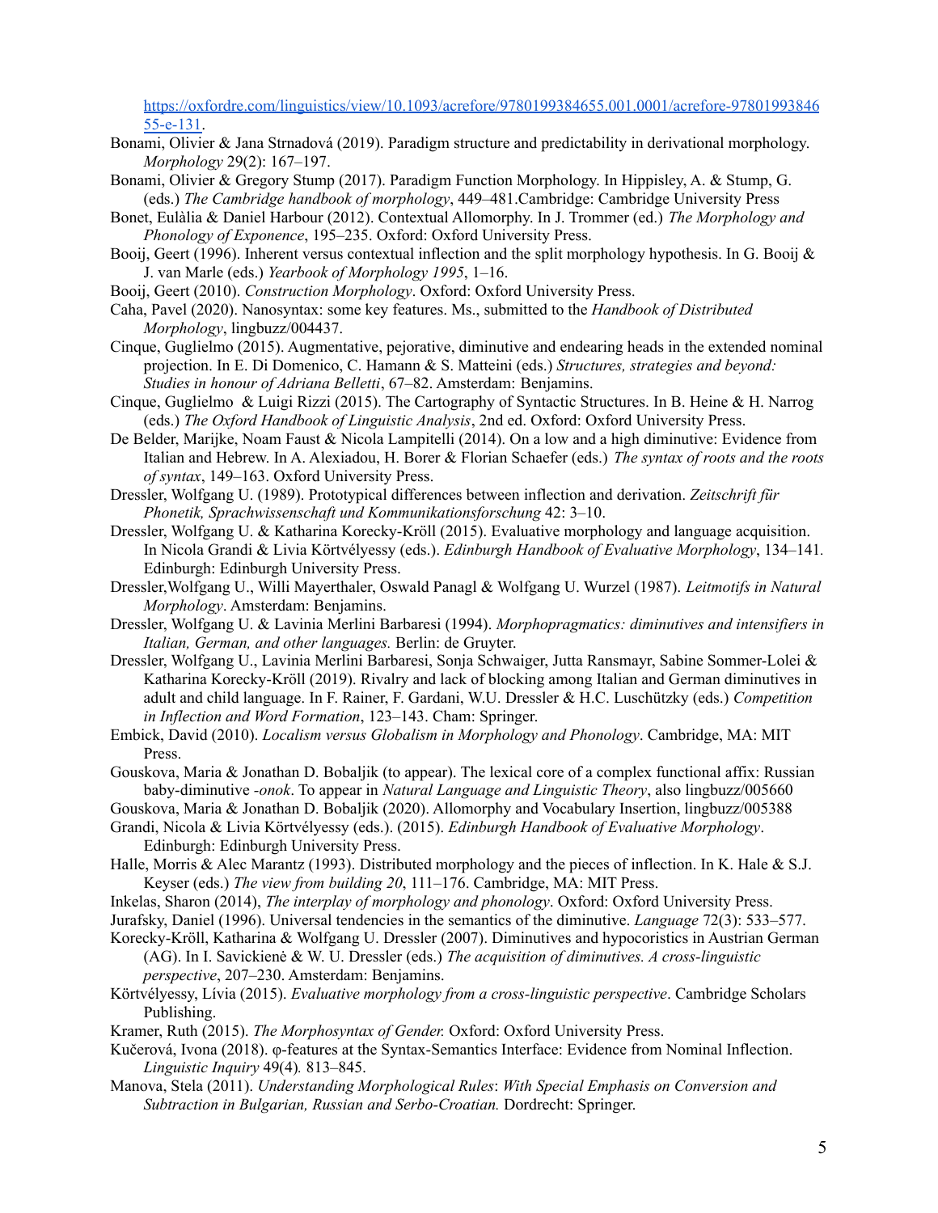https://oxfordre.com/linguistics/view/10.1093/acrefore/9780199384655.001.0001/acrefore-9780199384655-e-131.

Bonami, Olivier & Jana Strnadová (2019). Paradigm structure and predictability in derivational morphology. *Morphology* 29(2): 167–197.

Bonami, Olivier & Gregory Stump (2017). Paradigm Function Morphology. In Hippisley, A. & Stump, G. (eds.) *The Cambridge handbook of morphology*, 449–481.Cambridge: Cambridge University Press

Bonet, Eulàlia & Daniel Harbour (2012). Contextual Allomorphy. In J. Trommer (ed.) *The Morphology and Phonology of Exponence*, 195–235. Oxford: Oxford University Press.

Booij, Geert (1996). Inherent versus contextual inflection and the split morphology hypothesis. In G. Booij & J. van Marle (eds.) *Yearbook of Morphology 1995*, 1–16.

Booij, Geert (2010). *Construction Morphology*. Oxford: Oxford University Press.

Caha, Pavel (2020). Nanosyntax: some key features. Ms., submitted to the *Handbook of Distributed Morphology*, lingbuzz/004437.

Cinque, Guglielmo (2015). Augmentative, pejorative, diminutive and endearing heads in the extended nominal projection. In E. Di Domenico, C. Hamann & S. Matteini (eds.) *Structures, strategies and beyond: Studies in honour of Adriana Belletti*, 67–82. Amsterdam: Benjamins.

Cinque, Guglielmo & Luigi Rizzi (2015). The Cartography of Syntactic Structures. In B. Heine & H. Narrog (eds.) *The Oxford Handbook of Linguistic Analysis*, 2nd ed. Oxford: Oxford University Press.

De Belder, Marijke, Noam Faust & Nicola Lampitelli (2014). On a low and a high diminutive: Evidence from Italian and Hebrew. In A. Alexiadou, H. Borer & Florian Schaefer (eds.) *The syntax of roots and the roots of syntax*, 149–163. Oxford University Press.

Dressler, Wolfgang U. (1989). Prototypical differences between inflection and derivation. *Zeitschrift für Phonetik, Sprachwissenschaft und Kommunikationsforschung* 42: 3–10.

Dressler, Wolfgang U. & Katharina Korecky-Kröll (2015). Evaluative morphology and language acquisition. In Nicola Grandi & Livia Körtvélyessy (eds.). *Edinburgh Handbook of Evaluative Morphology*, 134–141. Edinburgh: Edinburgh University Press.

Dressler,Wolfgang U., Willi Mayerthaler, Oswald Panagl & Wolfgang U. Wurzel (1987). *Leitmotifs in Natural Morphology*. Amsterdam: Benjamins.

Dressler, Wolfgang U. & Lavinia Merlini Barbaresi (1994). *Morphopragmatics: diminutives and intensifiers in Italian, German, and other languages.* Berlin: de Gruyter.

Dressler, Wolfgang U., Lavinia Merlini Barbaresi, Sonja Schwaiger, Jutta Ransmayr, Sabine Sommer-Lolei & Katharina Korecky-Kröll (2019). Rivalry and lack of blocking among Italian and German diminutives in adult and child language. In F. Rainer, F. Gardani, W.U. Dressler & H.C. Luschützky (eds.) *Competition in Inflection and Word Formation*, 123–143. Cham: Springer.

Embick, David (2010). *Localism versus Globalism in Morphology and Phonology*. Cambridge, MA: MIT Press.

Gouskova, Maria & Jonathan D. Bobaljik (to appear). The lexical core of a complex functional affix: Russian baby-diminutive *-onok*. To appear in *Natural Language and Linguistic Theory*, also lingbuzz/005660

Gouskova, Maria & Jonathan D. Bobaljik (2020). Allomorphy and Vocabulary Insertion, lingbuzz/005388

Grandi, Nicola & Livia Körtvélyessy (eds.). (2015). *Edinburgh Handbook of Evaluative Morphology*. Edinburgh: Edinburgh University Press.

Halle, Morris & Alec Marantz (1993). Distributed morphology and the pieces of inflection. In K. Hale & S.J. Keyser (eds.) *The view from building 20*, 111–176. Cambridge, MA: MIT Press.

Inkelas, Sharon (2014), *The interplay of morphology and phonology*. Oxford: Oxford University Press.

Jurafsky, Daniel (1996). Universal tendencies in the semantics of the diminutive. *Language* 72(3): 533–577.

Korecky-Kröll, Katharina & Wolfgang U. Dressler (2007). Diminutives and hypocoristics in Austrian German (AG). In I. Savickienė & W. U. Dressler (eds.) *The acquisition of diminutives. A cross-linguistic perspective*, 207–230. Amsterdam: Benjamins.

Körtvélyessy, Lívia (2015). *Evaluative morphology from a cross-linguistic perspective*. Cambridge Scholars Publishing.

Kramer, Ruth (2015). *The Morphosyntax of Gender.* Oxford: Oxford University Press.

Kučerová, Ivona (2018). φ-features at the Syntax-Semantics Interface: Evidence from Nominal Inflection. *Linguistic Inquiry* 49(4)*.* 813–845.

Manova, Stela (2011). *Understanding Morphological Rules*: *With Special Emphasis on Conversion and Subtraction in Bulgarian, Russian and Serbo-Croatian.* Dordrecht: Springer.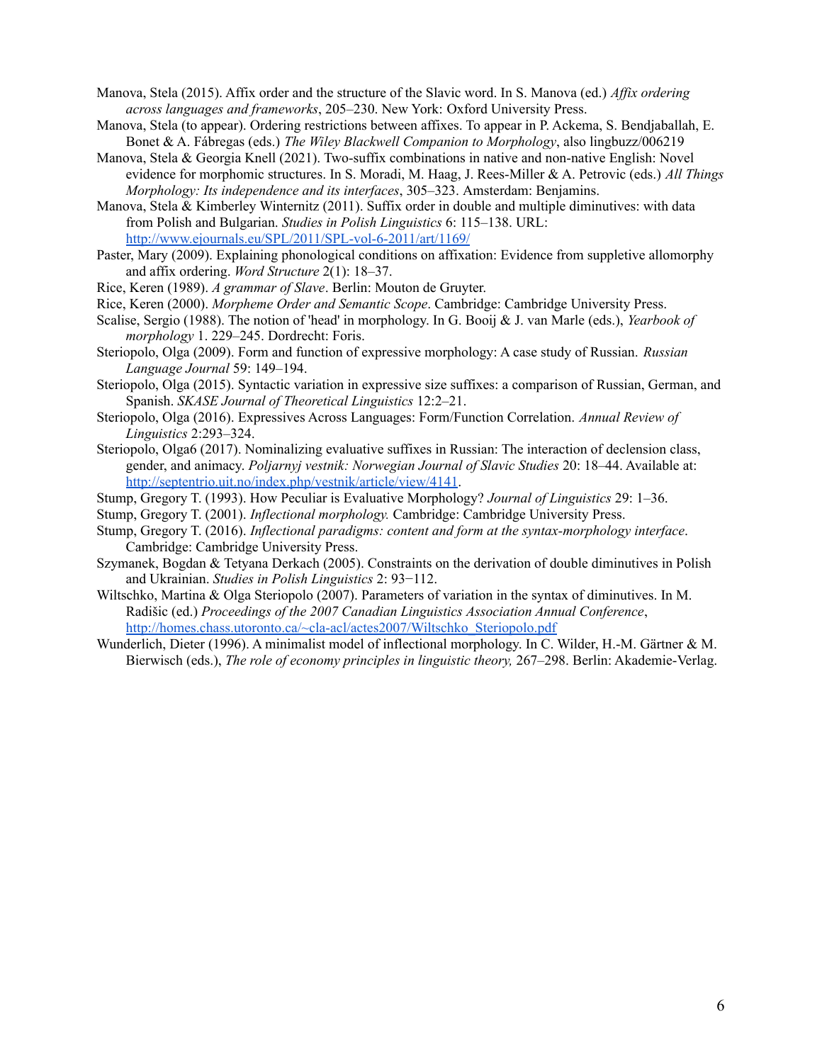Manova, Stela (2015). Affix order and the structure of the Slavic word. In S. Manova (ed.) *Affix ordering across languages and frameworks*, 205–230. New York: Oxford University Press.

Manova, Stela (to appear). Ordering restrictions between affixes. To appear in P. Ackema, S. Bendjaballah, E. Bonet & A. Fábregas (eds.) *The Wiley Blackwell Companion to Morphology*, also lingbuzz/006219

Manova, Stela & Georgia Knell (2021). Two-suffix combinations in native and non-native English: Novel evidence for morphomic structures. In S. Moradi, M. Haag, J. Rees-Miller & A. Petrovic (eds.) *All Things Morphology: Its independence and its interfaces*, 305–323. Amsterdam: Benjamins.

Manova, Stela & Kimberley Winternitz (2011). Suffix order in double and multiple diminutives: with data from Polish and Bulgarian. *Studies in Polish Linguistics* 6: 115–138. URL: http://www.ejournals.eu/SPL/2011/SPL-vol-6-2011/art/1169/

Paster, Mary (2009). Explaining phonological conditions on affixation: Evidence from suppletive allomorphy and affix ordering. *Word Structure* 2(1): 18–37.

Rice, Keren (1989). *A grammar of Slave*. Berlin: Mouton de Gruyter.

Rice, Keren (2000). *Morpheme Order and Semantic Scope*. Cambridge: Cambridge University Press.

Scalise, Sergio (1988). The notion of 'head' in morphology. In G. Booij & J. van Marle (eds.), *Yearbook of morphology* 1. 229–245. Dordrecht: Foris.

Steriopolo, Olga (2009). Form and function of expressive morphology: A case study of Russian. *Russian Language Journal* 59: 149–194.

Steriopolo, Olga (2015). Syntactic variation in expressive size suffixes: a comparison of Russian, German, and Spanish. *SKASE Journal of Theoretical Linguistics* 12:2–21.

Steriopolo, Olga (2016). Expressives Across Languages: Form/Function Correlation. *Annual Review of Linguistics* 2:293–324.

Steriopolo, Olga6 (2017). Nominalizing evaluative suffixes in Russian: The interaction of declension class, gender, and animacy. *Poljarnyj vestnik: Norwegian Journal of Slavic Studies* 20: 18–44. Available at: http://septentrio.uit.no/index.php/vestnik/article/view/4141.

Stump, Gregory T. (1993). How Peculiar is Evaluative Morphology? *Journal of Linguistics* 29: 1–36.

Stump, Gregory T. (2001). *Inflectional morphology.* Cambridge: Cambridge University Press.

Stump, Gregory T. (2016). *Inflectional paradigms: content and form at the syntax-morphology interface*. Cambridge: Cambridge University Press.

Szymanek, Bogdan & Tetyana Derkach (2005). Constraints on the derivation of double diminutives in Polish and Ukrainian. *Studies in Polish Linguistics* 2: 93−112.

Wiltschko, Martina & Olga Steriopolo (2007). Parameters of variation in the syntax of diminutives. In M. Radišic (ed.) *Proceedings of the 2007 Canadian Linguistics Association Annual Conference*, http://homes.chass.utoronto.ca/~cla-acl/actes2007/Wiltschko_Steriopolo.pdf

Wunderlich, Dieter (1996). A minimalist model of inflectional morphology. In C. Wilder, H.-M. Gärtner & M. Bierwisch (eds.), *The role of economy principles in linguistic theory,* 267–298. Berlin: Akademie-Verlag.